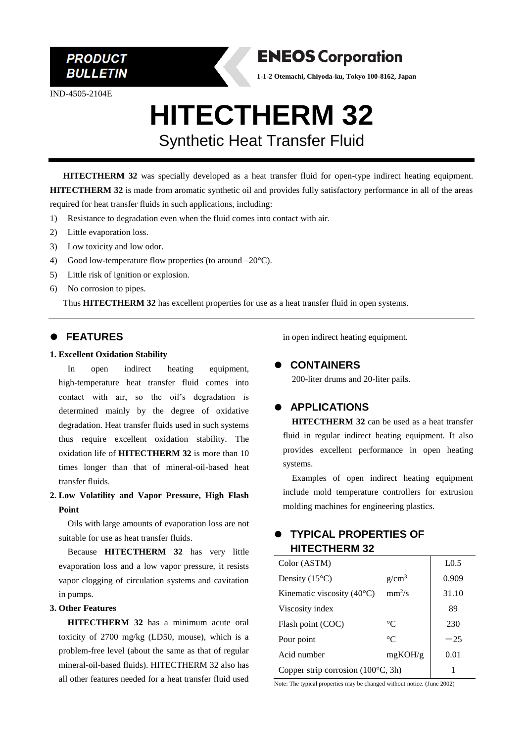**PRODUCT BULLETIN**

**ENEOS Corporation**

**1-1-2 Otemachi, Chiyoda-ku, Tokyo 100-8162, Japan**

IND-4505-2104E

# HITECTHERM 32

## Synthetic Heat Transfer Fluid

**HITECTHERM 32** was specially developed as a heat transfer fluid for open-type indirect heating equipment. **HITECTHERM 32** is made from aromatic synthetic oil and provides fully satisfactory performance in all of the areas required for heat transfer fluids in such applications, including:

1) Resistance to degradation even when the fluid comes into contact with air.
2) Little evaporation loss.
3) Low toxicity and low odor.
4) Good low-temperature flow properties (to around –20°C).
5) Little risk of ignition or explosion.
6) No corrosion to pipes.

Thus **HITECTHERM 32** has excellent properties for use as a heat transfer fluid in open systems.

## FEATURES

**1. Excellent Oxidation Stability**

In open indirect heating equipment, high-temperature heat transfer fluid comes into contact with air, so the oil's degradation is determined mainly by the degree of oxidative degradation. Heat transfer fluids used in such systems thus require excellent oxidation stability. The oxidation life of **HITECTHERM 32** is more than 10 times longer than that of mineral-oil-based heat transfer fluids.

**2. Low Volatility and Vapor Pressure, High Flash Point**

Oils with large amounts of evaporation loss are not suitable for use as heat transfer fluids.

Because **HITECTHERM 32** has very little evaporation loss and a low vapor pressure, it resists vapor clogging of circulation systems and cavitation in pumps.

**3. Other Features**

**HITECTHERM 32** has a minimum acute oral toxicity of 2700 mg/kg (LD50, mouse), which is a problem-free level (about the same as that of regular mineral-oil-based fluids). HITECTHERM 32 also has all other features needed for a heat transfer fluid used in open indirect heating equipment.

## CONTAINERS

200-liter drums and 20-liter pails.

## APPLICATIONS

**HITECTHERM 32** can be used as a heat transfer fluid in regular indirect heating equipment. It also provides excellent performance in open heating systems.

Examples of open indirect heating equipment include mold temperature controllers for extrusion molding machines for engineering plastics.

## TYPICAL PROPERTIES OF HITECTHERM 32

| Property | Unit | Value |
|---|---|---|
| Color (ASTM) | | L0.5 |
| Density (15°C) | $g/cm^3$ | 0.909 |
| Kinematic viscosity (40°C) | $mm^2/s$ | 31.10 |
| Viscosity index | | 89 |
| Flash point (COC) | °C | 230 |
| Pour point | °C | −25 |
| Acid number | mgKOH/g | 0.01 |
| Copper strip corrosion (100°C, 3h) | | 1 |

Note: The typical properties may be changed without notice. (June 2002)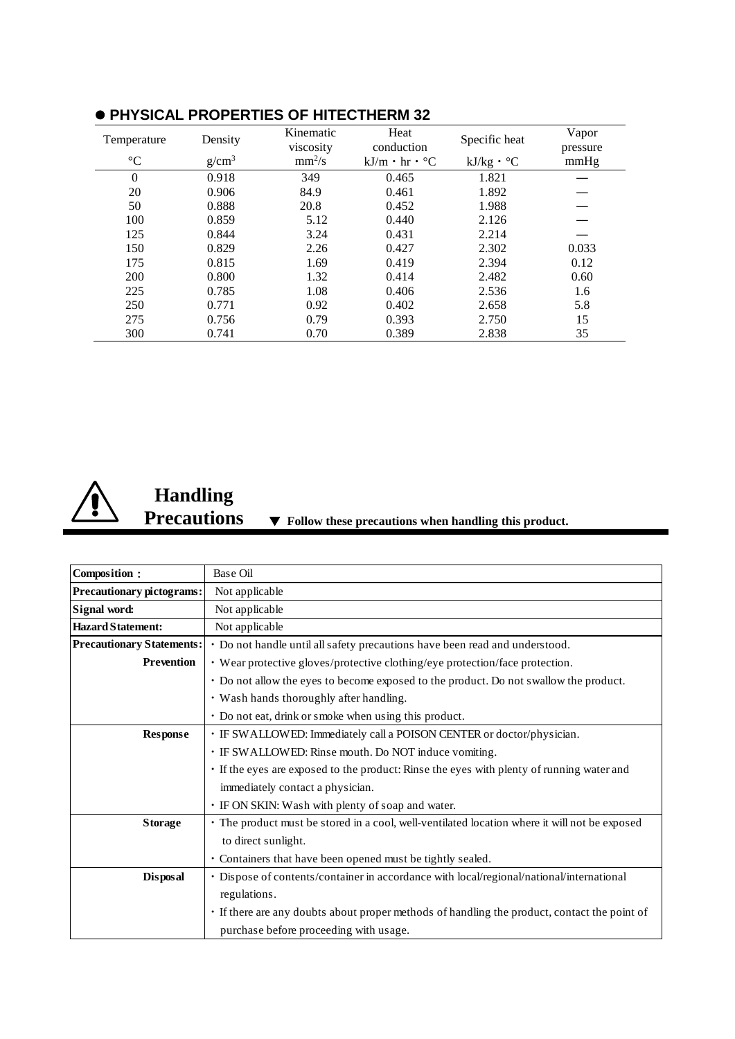## ● PHYSICAL PROPERTIES OF HITECTHERM 32

| Temperature °C | Density $g/cm^3$ | Kinematic viscosity $mm^2/s$ | Heat conduction kJ/m・hr・°C | Specific heat kJ/kg・°C | Vapor pressure mmHg |
|---|---|---|---|---|---|
| 0 | 0.918 | 349 | 0.465 | 1.821 | — |
| 20 | 0.906 | 84.9 | 0.461 | 1.892 | — |
| 50 | 0.888 | 20.8 | 0.452 | 1.988 | — |
| 100 | 0.859 | 5.12 | 0.440 | 2.126 | — |
| 125 | 0.844 | 3.24 | 0.431 | 2.214 | — |
| 150 | 0.829 | 2.26 | 0.427 | 2.302 | 0.033 |
| 175 | 0.815 | 1.69 | 0.419 | 2.394 | 0.12 |
| 200 | 0.800 | 1.32 | 0.414 | 2.482 | 0.60 |
| 225 | 0.785 | 1.08 | 0.406 | 2.536 | 1.6 |
| 250 | 0.771 | 0.92 | 0.402 | 2.658 | 5.8 |
| 275 | 0.756 | 0.79 | 0.393 | 2.750 | 15 |
| 300 | 0.741 | 0.70 | 0.389 | 2.838 | 35 |

## Handling Precautions

▼ **Follow these precautions when handling this product.**

| | |
|---|---|
| **Composition：** | Base Oil |
| **Precautionary pictograms:** | Not applicable |
| **Signal word:** | Not applicable |
| **Hazard Statement:** | Not applicable |
| **Precautionary Statements:** | ・Do not handle until all safety precautions have been read and understood. |
| **Prevention** | ・Wear protective gloves/protective clothing/eye protection/face protection. |
| | ・Do not allow the eyes to become exposed to the product. Do not swallow the product. |
| | ・Wash hands thoroughly after handling. |
| | ・Do not eat, drink or smoke when using this product. |
| **Response** | ・IF SWALLOWED: Immediately call a POISON CENTER or doctor/physician. |
| | ・IF SWALLOWED: Rinse mouth. Do NOT induce vomiting. |
| | ・If the eyes are exposed to the product: Rinse the eyes with plenty of running water and immediately contact a physician. |
| | ・IF ON SKIN: Wash with plenty of soap and water. |
| **Storage** | ・The product must be stored in a cool, well-ventilated location where it will not be exposed to direct sunlight. |
| | ・Containers that have been opened must be tightly sealed. |
| **Disposal** | ・Dispose of contents/container in accordance with local/regional/national/international regulations. |
| | ・If there are any doubts about proper methods of handling the product, contact the point of purchase before proceeding with usage. |